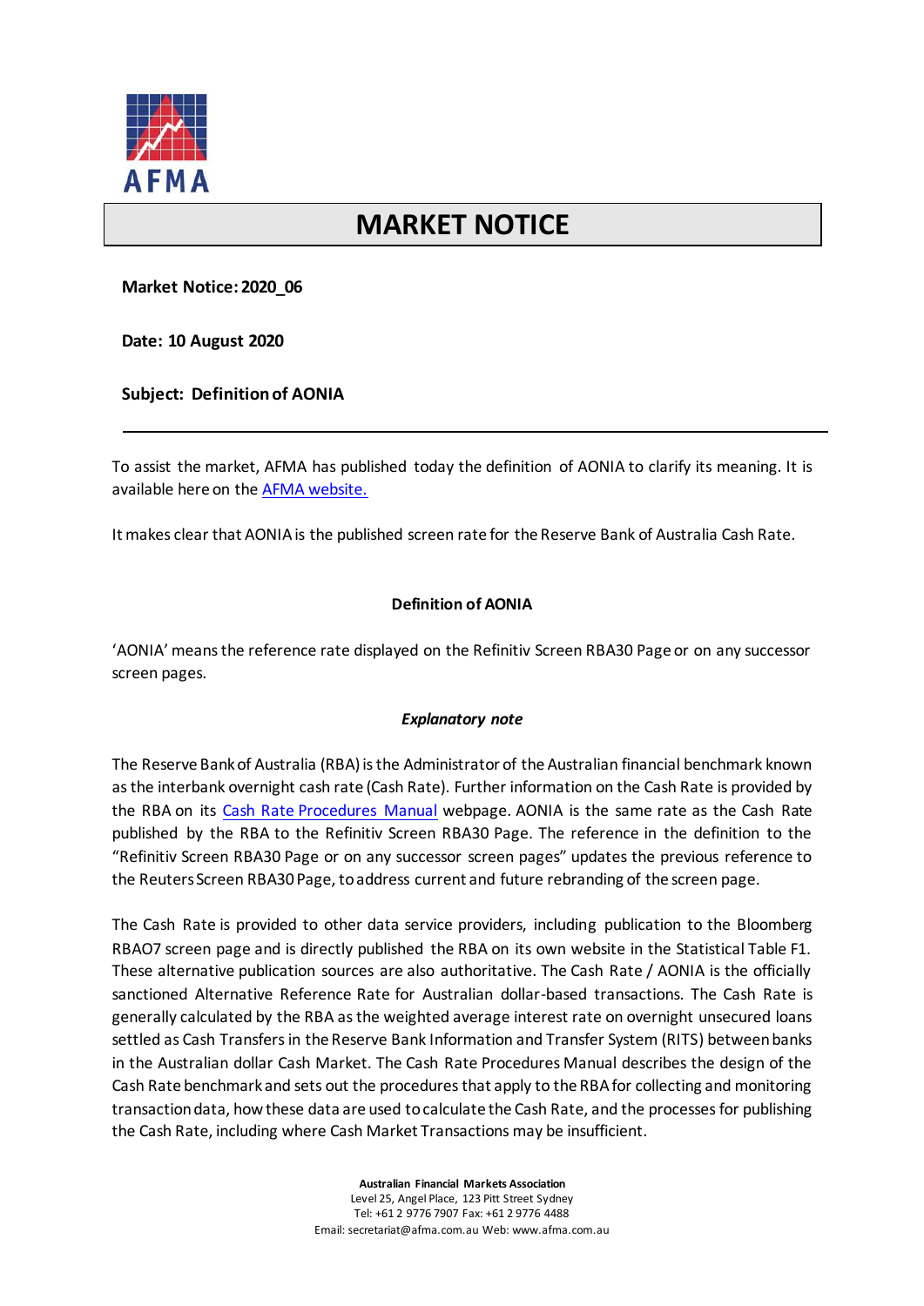AFMA

# MARKET NOTICE

**Market Notice: 2020_06**

**Date: 10 August 2020**

**Subject: Definition of AONIA**

---

To assist the market, AFMA has published today the definition of AONIA to clarify its meaning. It is available here on the AFMA website.

It makes clear that AONIA is the published screen rate for the Reserve Bank of Australia Cash Rate.

## Definition of AONIA

'AONIA' means the reference rate displayed on the Refinitiv Screen RBA30 Page or on any successor screen pages.

### *Explanatory note*

The Reserve Bank of Australia (RBA) is the Administrator of the Australian financial benchmark known as the interbank overnight cash rate (Cash Rate). Further information on the Cash Rate is provided by the RBA on its Cash Rate Procedures Manual webpage. AONIA is the same rate as the Cash Rate published by the RBA to the Refinitiv Screen RBA30 Page. The reference in the definition to the "Refinitiv Screen RBA30 Page or on any successor screen pages" updates the previous reference to the Reuters Screen RBA30 Page, to address current and future rebranding of the screen page.

The Cash Rate is provided to other data service providers, including publication to the Bloomberg RBAO7 screen page and is directly published the RBA on its own website in the Statistical Table F1. These alternative publication sources are also authoritative. The Cash Rate / AONIA is the officially sanctioned Alternative Reference Rate for Australian dollar-based transactions. The Cash Rate is generally calculated by the RBA as the weighted average interest rate on overnight unsecured loans settled as Cash Transfers in the Reserve Bank Information and Transfer System (RITS) between banks in the Australian dollar Cash Market. The Cash Rate Procedures Manual describes the design of the Cash Rate benchmark and sets out the procedures that apply to the RBA for collecting and monitoring transaction data, how these data are used to calculate the Cash Rate, and the processes for publishing the Cash Rate, including where Cash Market Transactions may be insufficient.

**Australian Financial Markets Association**
Level 25, Angel Place, 123 Pitt Street Sydney
Tel: +61 2 9776 7907 Fax: +61 2 9776 4488
Email: secretariat@afma.com.au Web: www.afma.com.au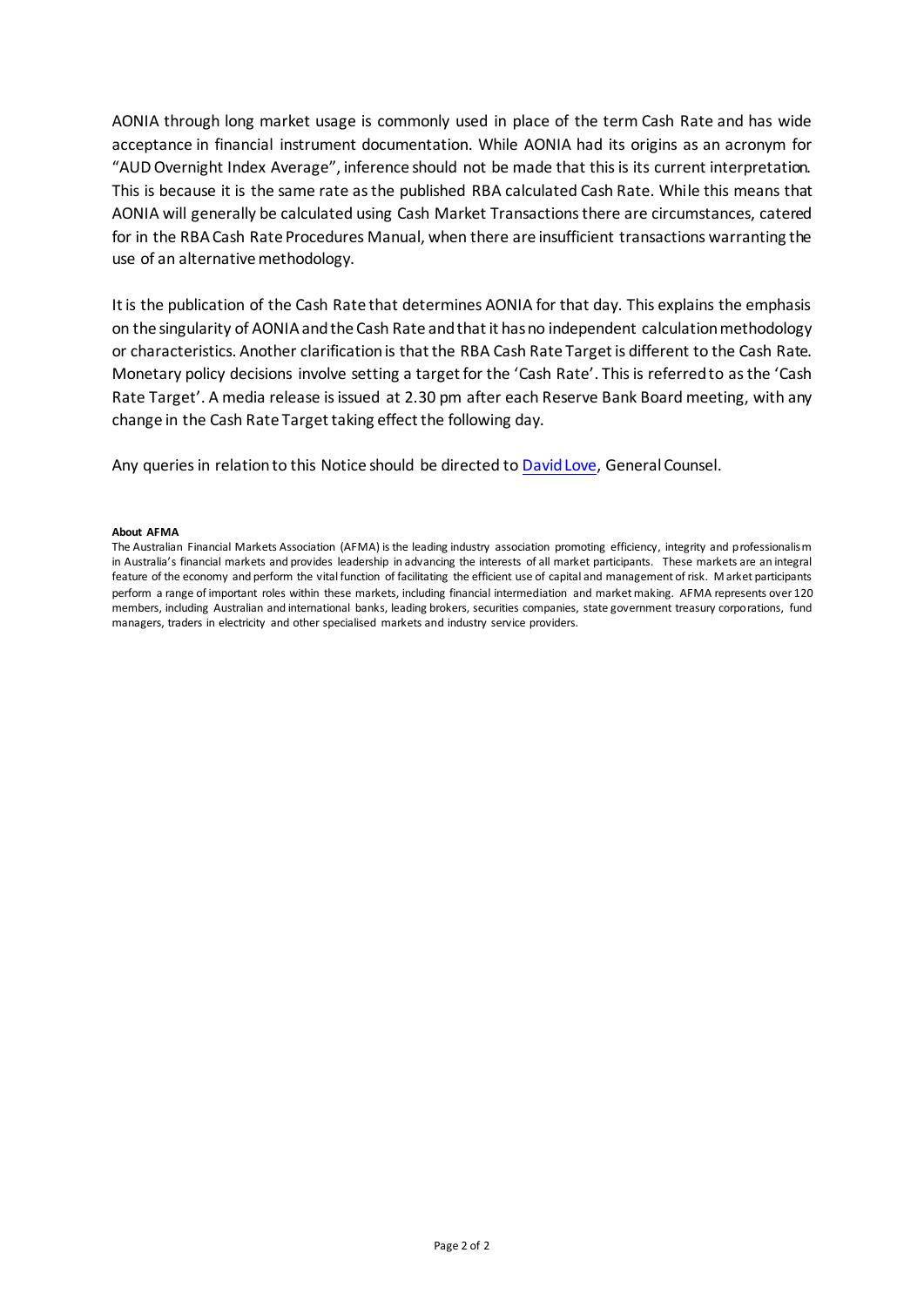AONIA through long market usage is commonly used in place of the term Cash Rate and has wide acceptance in financial instrument documentation. While AONIA had its origins as an acronym for "AUD Overnight Index Average", inference should not be made that this is its current interpretation. This is because it is the same rate as the published RBA calculated Cash Rate. While this means that AONIA will generally be calculated using Cash Market Transactions there are circumstances, catered for in the RBA Cash Rate Procedures Manual, when there are insufficient transactions warranting the use of an alternative methodology.

It is the publication of the Cash Rate that determines AONIA for that day. This explains the emphasis on the singularity of AONIA and the Cash Rate and that it has no independent calculation methodology or characteristics. Another clarification is that the RBA Cash Rate Target is different to the Cash Rate. Monetary policy decisions involve setting a target for the 'Cash Rate'. This is referred to as the 'Cash Rate Target'. A media release is issued at 2.30 pm after each Reserve Bank Board meeting, with any change in the Cash Rate Target taking effect the following day.

Any queries in relation to this Notice should be directed to David Love, General Counsel.

**About AFMA**

The Australian Financial Markets Association (AFMA) is the leading industry association promoting efficiency, integrity and professionalism in Australia's financial markets and provides leadership in advancing the interests of all market participants. These markets are an integral feature of the economy and perform the vital function of facilitating the efficient use of capital and management of risk. Market participants perform a range of important roles within these markets, including financial intermediation and market making. AFMA represents over 120 members, including Australian and international banks, leading brokers, securities companies, state government treasury corporations, fund managers, traders in electricity and other specialised markets and industry service providers.